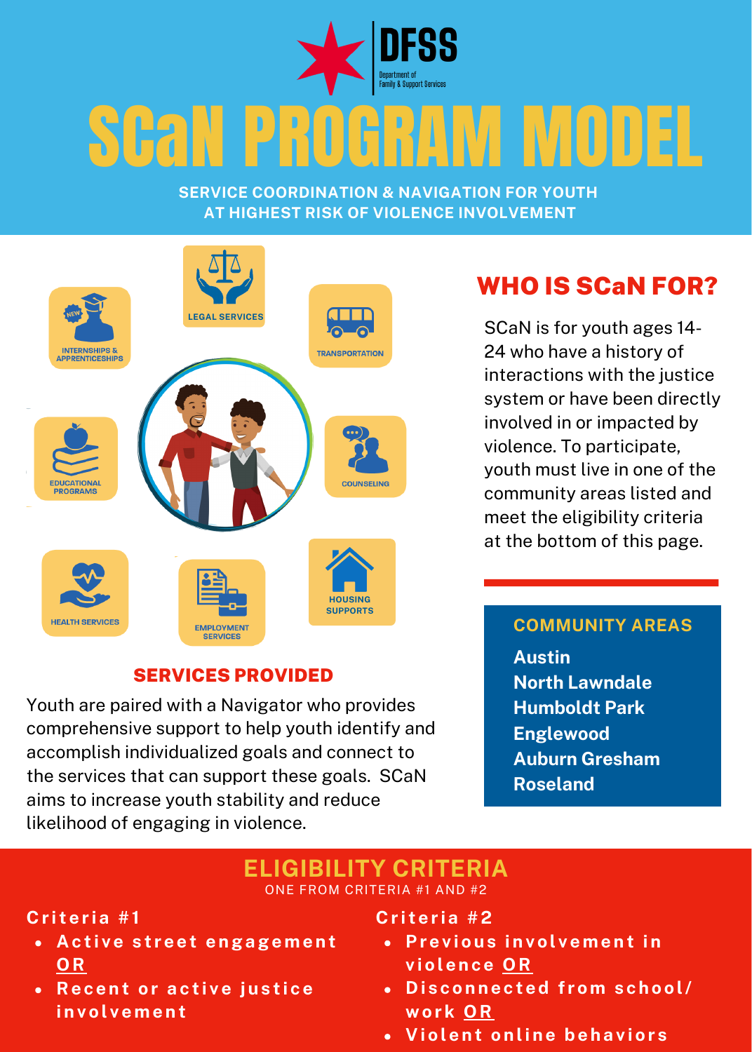DFSS

Department of Family & Support Services

# SCaN PROGRAM MODEL

**SERVICE COORDINATION & NAVIGATION FOR YOUTH AT HIGHEST RISK OF VIOLENCE INVOLVEMENT**

NEW

INTERNSHIPS & APPRENTICESHIPS

LEGAL SERVICES

TRANSPORTATION

EDUCATIONAL PROGRAMS

COUNSELING

HEALTH SERVICES

EMPLOYMENT SERVICES

HOUSING SUPPORTS

## SERVICES PROVIDED

Youth are paired with a Navigator who provides comprehensive support to help youth identify and accomplish individualized goals and connect to the services that can support these goals. SCaN aims to increase youth stability and reduce likelihood of engaging in violence.

## WHO IS SCaN FOR?

SCaN is for youth ages 14-24 who have a history of interactions with the justice system or have been directly involved in or impacted by violence. To participate, youth must live in one of the community areas listed and meet the eligibility criteria at the bottom of this page.

### COMMUNITY AREAS

**Austin**
**North Lawndale**
**Humboldt Park**
**Englewood**
**Auburn Gresham**
**Roseland**

## ELIGIBILITY CRITERIA

ONE FROM CRITERIA #1 AND #2

### Criteria #1

- **Active street engagement** **OR**
- **Recent or active justice involvement**

### Criteria #2

- **Previous involvement in violence** **OR**
- **Disconnected from school/ work** **OR**
- **Violent online behaviors**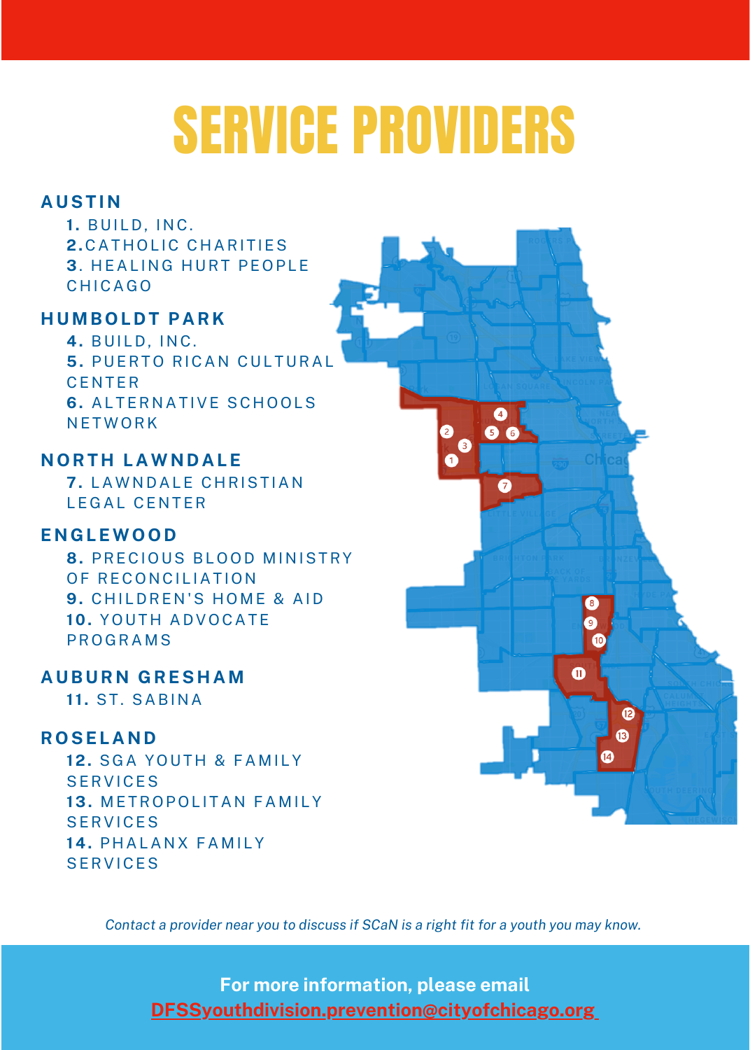# SERVICE PROVIDERS

## AUSTIN

1. BUILD, INC.
2. CATHOLIC CHARITIES
3. HEALING HURT PEOPLE CHICAGO

## HUMBOLDT PARK

4. BUILD, INC.
5. PUERTO RICAN CULTURAL CENTER
6. ALTERNATIVE SCHOOLS NETWORK

## NORTH LAWNDALE

7. LAWNDALE CHRISTIAN LEGAL CENTER

## ENGLEWOOD

8. PRECIOUS BLOOD MINISTRY OF RECONCILIATION
9. CHILDREN'S HOME & AID
10. YOUTH ADVOCATE PROGRAMS

## AUBURN GRESHAM

11. ST. SABINA

## ROSELAND

12. SGA YOUTH & FAMILY SERVICES
13. METROPOLITAN FAMILY SERVICES
14. PHALANX FAMILY SERVICES

*Contact a provider near you to discuss if SCaN is a right fit for a youth you may know.*

**For more information, please email**
**DFSSyouthdivision.prevention@cityofchicago.org**